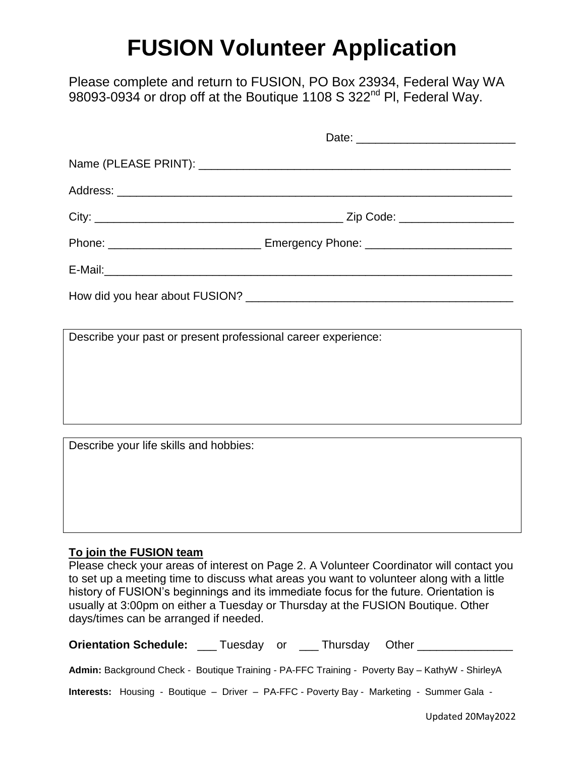# FUSION Volunteer Application

Please complete and return to FUSION, PO Box 23934, Federal Way WA 98093-0934 or drop off at the Boutique 1108 S 322nd Pl, Federal Way.

Date: ________________________

Name (PLEASE PRINT): ________________________________________________

Address: ______________________________________________________________

City: ______________________________________ Zip Code: _________________

Phone: _______________________ Emergency Phone: ______________________

E-Mail:_________________________________________________________________

How did you hear about FUSION? _________________________________________

Describe your past or present professional career experience:

Describe your life skills and hobbies:

**To join the FUSION team**

Please check your areas of interest on Page 2. A Volunteer Coordinator will contact you to set up a meeting time to discuss what areas you want to volunteer along with a little history of FUSION's beginnings and its immediate focus for the future. Orientation is usually at 3:00pm on either a Tuesday or Thursday at the FUSION Boutique. Other days/times can be arranged if needed.

**Orientation Schedule:** ___ Tuesday or ___ Thursday Other _______________

**Admin:** Background Check - Boutique Training - PA-FFC Training - Poverty Bay – KathyW - ShirleyA

**Interests:** Housing - Boutique – Driver – PA-FFC - Poverty Bay - Marketing - Summer Gala -

Updated 20May2022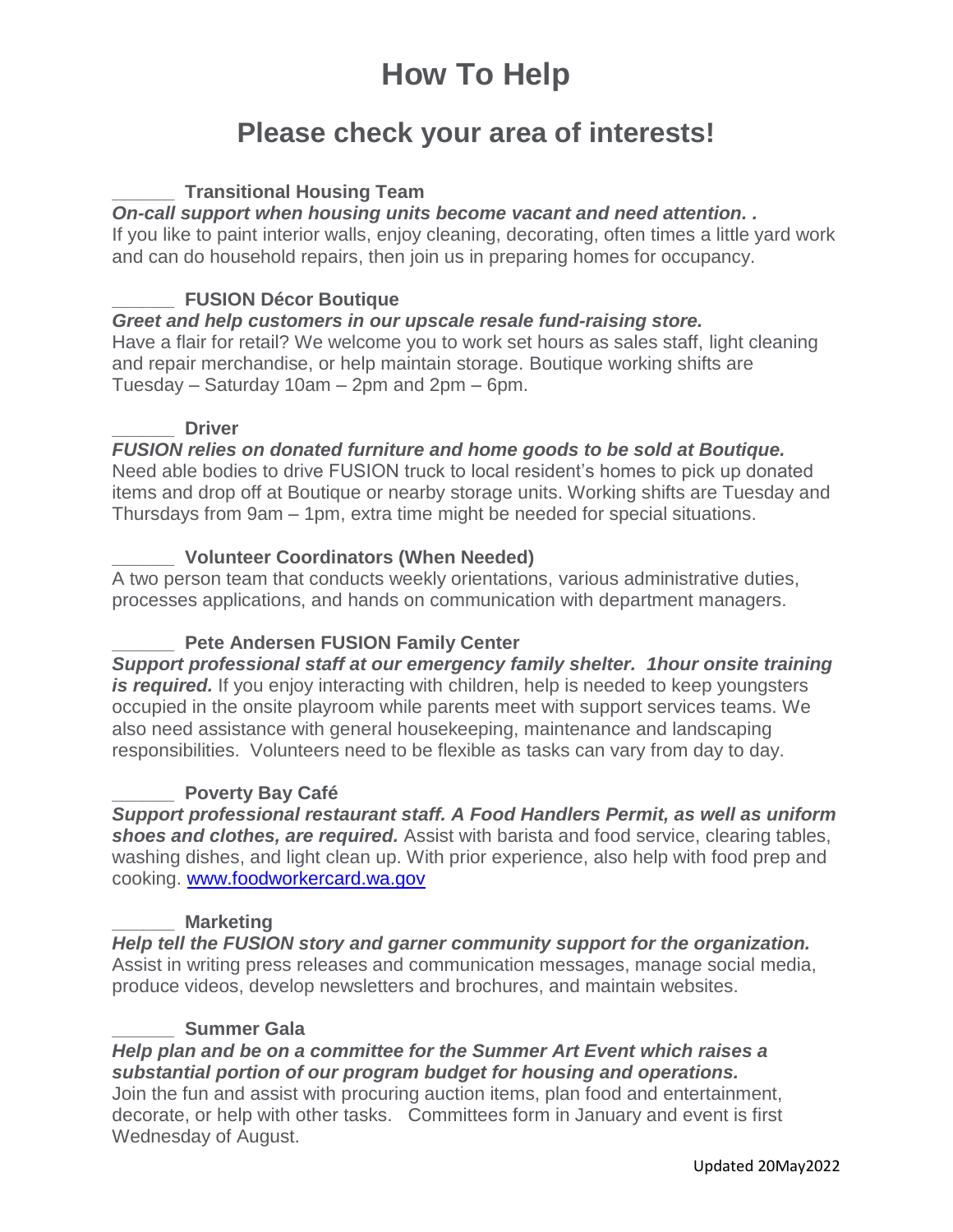# How To Help

## Please check your area of interests!

______ **Transitional Housing Team**

***On-call support when housing units become vacant and need attention. .***
If you like to paint interior walls, enjoy cleaning, decorating, often times a little yard work and can do household repairs, then join us in preparing homes for occupancy.

______ **FUSION Décor Boutique**

***Greet and help customers in our upscale resale fund-raising store.***
Have a flair for retail? We welcome you to work set hours as sales staff, light cleaning and repair merchandise, or help maintain storage. Boutique working shifts are Tuesday – Saturday 10am – 2pm and 2pm – 6pm.

______ **Driver**

***FUSION relies on donated furniture and home goods to be sold at Boutique.***
Need able bodies to drive FUSION truck to local resident's homes to pick up donated items and drop off at Boutique or nearby storage units. Working shifts are Tuesday and Thursdays from 9am – 1pm, extra time might be needed for special situations.

______ **Volunteer Coordinators (When Needed)**

A two person team that conducts weekly orientations, various administrative duties, processes applications, and hands on communication with department managers.

______ **Pete Andersen FUSION Family Center**

***Support professional staff at our emergency family shelter. 1hour onsite training is required.*** If you enjoy interacting with children, help is needed to keep youngsters occupied in the onsite playroom while parents meet with support services teams. We also need assistance with general housekeeping, maintenance and landscaping responsibilities. Volunteers need to be flexible as tasks can vary from day to day.

______ **Poverty Bay Café**

***Support professional restaurant staff. A Food Handlers Permit, as well as uniform shoes and clothes, are required.*** Assist with barista and food service, clearing tables, washing dishes, and light clean up. With prior experience, also help with food prep and cooking. [www.foodworkercard.wa.gov](http://www.foodworkercard.wa.gov)

______ **Marketing**

***Help tell the FUSION story and garner community support for the organization.***
Assist in writing press releases and communication messages, manage social media, produce videos, develop newsletters and brochures, and maintain websites.

______ **Summer Gala**

***Help plan and be on a committee for the Summer Art Event which raises a substantial portion of our program budget for housing and operations.***
Join the fun and assist with procuring auction items, plan food and entertainment, decorate, or help with other tasks. Committees form in January and event is first Wednesday of August.

Updated 20May2022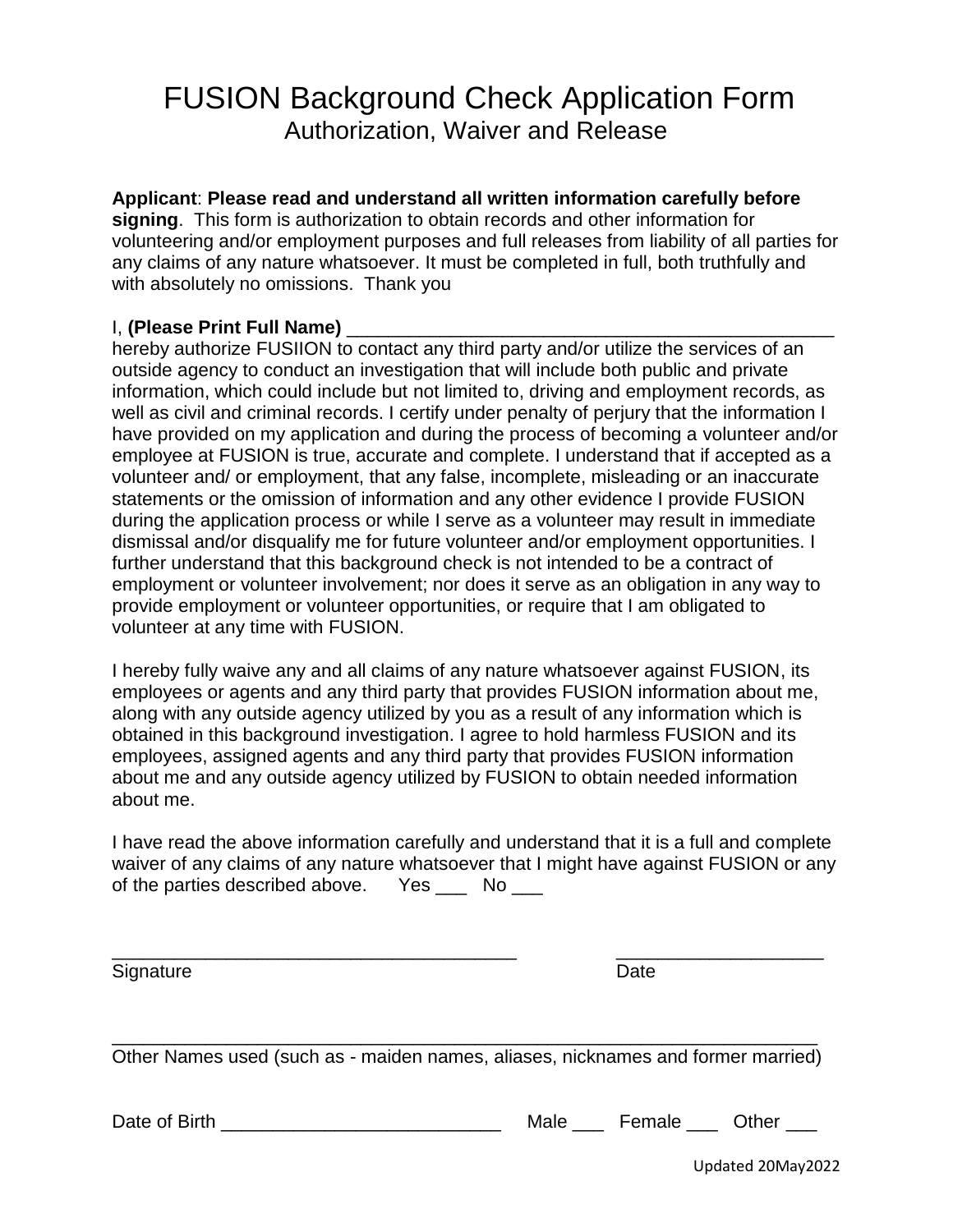# FUSION Background Check Application Form

## Authorization, Waiver and Release

**Applicant**: **Please read and understand all written information carefully before signing**. This form is authorization to obtain records and other information for volunteering and/or employment purposes and full releases from liability of all parties for any claims of any nature whatsoever. It must be completed in full, both truthfully and with absolutely no omissions. Thank you

I, **(Please Print Full Name)** _______________________________________________ hereby authorize FUSIION to contact any third party and/or utilize the services of an outside agency to conduct an investigation that will include both public and private information, which could include but not limited to, driving and employment records, as well as civil and criminal records. I certify under penalty of perjury that the information I have provided on my application and during the process of becoming a volunteer and/or employee at FUSION is true, accurate and complete. I understand that if accepted as a volunteer and/ or employment, that any false, incomplete, misleading or an inaccurate statements or the omission of information and any other evidence I provide FUSION during the application process or while I serve as a volunteer may result in immediate dismissal and/or disqualify me for future volunteer and/or employment opportunities. I further understand that this background check is not intended to be a contract of employment or volunteer involvement; nor does it serve as an obligation in any way to provide employment or volunteer opportunities, or require that I am obligated to volunteer at any time with FUSION.

I hereby fully waive any and all claims of any nature whatsoever against FUSION, its employees or agents and any third party that provides FUSION information about me, along with any outside agency utilized by you as a result of any information which is obtained in this background investigation. I agree to hold harmless FUSION and its employees, assigned agents and any third party that provides FUSION information about me and any outside agency utilized by FUSION to obtain needed information about me.

I have read the above information carefully and understand that it is a full and complete waiver of any claims of any nature whatsoever that I might have against FUSION or any of the parties described above. Yes ___ No ___

_______________________________________ ____________________
Signature Date

_____________________________________________________________________
Other Names used (such as - maiden names, aliases, nicknames and former married)

Date of Birth ___________________________ Male ___ Female ___ Other ___

Updated 20May2022